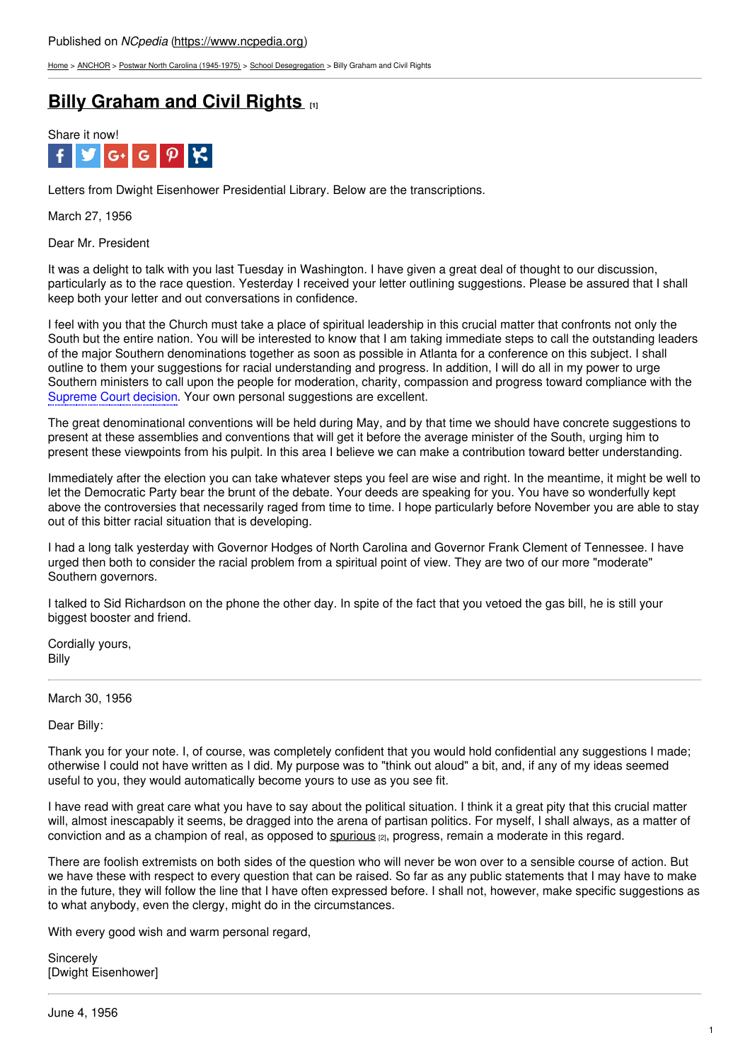Published on *NCpedia* (https://www.ncpedia.org)

Home > ANCHOR > Postwar North Carolina (1945-1975) > School Desegregation > Billy Graham and Civil Rights

# Billy Graham and Civil Rights [1]

Share it now!

Letters from Dwight Eisenhower Presidential Library. Below are the transcriptions.

March 27, 1956

Dear Mr. President

It was a delight to talk with you last Tuesday in Washington. I have given a great deal of thought to our discussion, particularly as to the race question. Yesterday I received your letter outlining suggestions. Please be assured that I shall keep both your letter and out conversations in confidence.

I feel with you that the Church must take a place of spiritual leadership in this crucial matter that confronts not only the South but the entire nation. You will be interested to know that I am taking immediate steps to call the outstanding leaders of the major Southern denominations together as soon as possible in Atlanta for a conference on this subject. I shall outline to them your suggestions for racial understanding and progress. In addition, I will do all in my power to urge Southern ministers to call upon the people for moderation, charity, compassion and progress toward compliance with the Supreme Court decision. Your own personal suggestions are excellent.

The great denominational conventions will be held during May, and by that time we should have concrete suggestions to present at these assemblies and conventions that will get it before the average minister of the South, urging him to present these viewpoints from his pulpit. In this area I believe we can make a contribution toward better understanding.

Immediately after the election you can take whatever steps you feel are wise and right. In the meantime, it might be well to let the Democratic Party bear the brunt of the debate. Your deeds are speaking for you. You have so wonderfully kept above the controversies that necessarily raged from time to time. I hope particularly before November you are able to stay out of this bitter racial situation that is developing.

I had a long talk yesterday with Governor Hodges of North Carolina and Governor Frank Clement of Tennessee. I have urged then both to consider the racial problem from a spiritual point of view. They are two of our more "moderate" Southern governors.

I talked to Sid Richardson on the phone the other day. In spite of the fact that you vetoed the gas bill, he is still your biggest booster and friend.

Cordially yours,
Billy

---

March 30, 1956

Dear Billy:

Thank you for your note. I, of course, was completely confident that you would hold confidential any suggestions I made; otherwise I could not have written as I did. My purpose was to "think out aloud" a bit, and, if any of my ideas seemed useful to you, they would automatically become yours to use as you see fit.

I have read with great care what you have to say about the political situation. I think it a great pity that this crucial matter will, almost inescapably it seems, be dragged into the arena of partisan politics. For myself, I shall always, as a matter of conviction and as a champion of real, as opposed to spurious [2], progress, remain a moderate in this regard.

There are foolish extremists on both sides of the question who will never be won over to a sensible course of action. But we have these with respect to every question that can be raised. So far as any public statements that I may have to make in the future, they will follow the line that I have often expressed before. I shall not, however, make specific suggestions as to what anybody, even the clergy, might do in the circumstances.

With every good wish and warm personal regard,

Sincerely
[Dwight Eisenhower]

---

June 4, 1956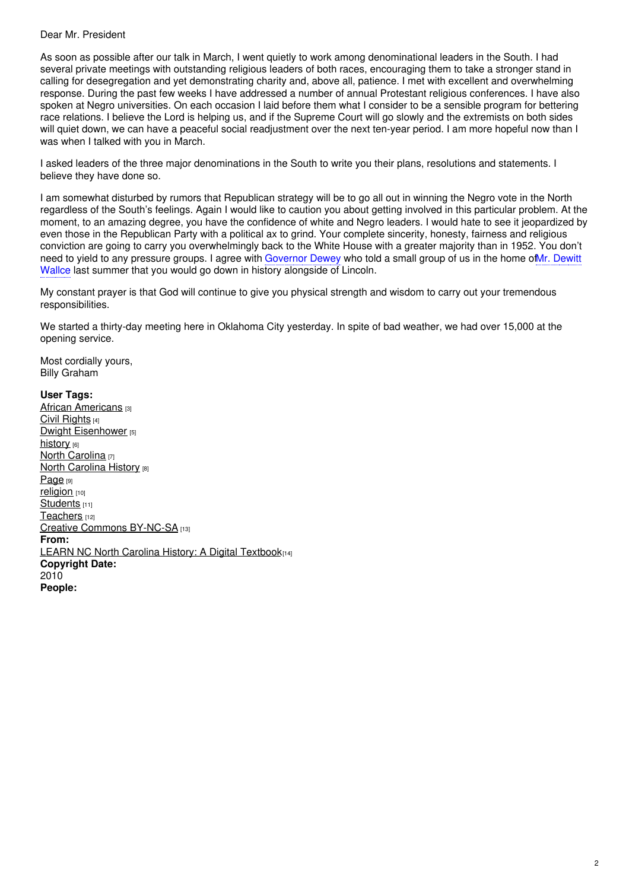Dear Mr. President

As soon as possible after our talk in March, I went quietly to work among denominational leaders in the South. I had several private meetings with outstanding religious leaders of both races, encouraging them to take a stronger stand in calling for desegregation and yet demonstrating charity and, above all, patience. I met with excellent and overwhelming response. During the past few weeks I have addressed a number of annual Protestant religious conferences. I have also spoken at Negro universities. On each occasion I laid before them what I consider to be a sensible program for bettering race relations. I believe the Lord is helping us, and if the Supreme Court will go slowly and the extremists on both sides will quiet down, we can have a peaceful social readjustment over the next ten-year period. I am more hopeful now than I was when I talked with you in March.

I asked leaders of the three major denominations in the South to write you their plans, resolutions and statements. I believe they have done so.

I am somewhat disturbed by rumors that Republican strategy will be to go all out in winning the Negro vote in the North regardless of the South's feelings. Again I would like to caution you about getting involved in this particular problem. At the moment, to an amazing degree, you have the confidence of white and Negro leaders. I would hate to see it jeopardized by even those in the Republican Party with a political ax to grind. Your complete sincerity, honesty, fairness and religious conviction are going to carry you overwhelmingly back to the White House with a greater majority than in 1952. You don't need to yield to any pressure groups. I agree with Governor Dewey who told a small group of us in the home of Mr. Dewitt Wallce last summer that you would go down in history alongside of Lincoln.

My constant prayer is that God will continue to give you physical strength and wisdom to carry out your tremendous responsibilities.

We started a thirty-day meeting here in Oklahoma City yesterday. In spite of bad weather, we had over 15,000 at the opening service.

Most cordially yours,
Billy Graham

**User Tags:**
African Americans [3]
Civil Rights [4]
Dwight Eisenhower [5]
history [6]
North Carolina [7]
North Carolina History [8]
Page [9]
religion [10]
Students [11]
Teachers [12]
Creative Commons BY-NC-SA [13]

**From:**
LEARN NC North Carolina History: A Digital Textbook [14]

**Copyright Date:**
2010

**People:**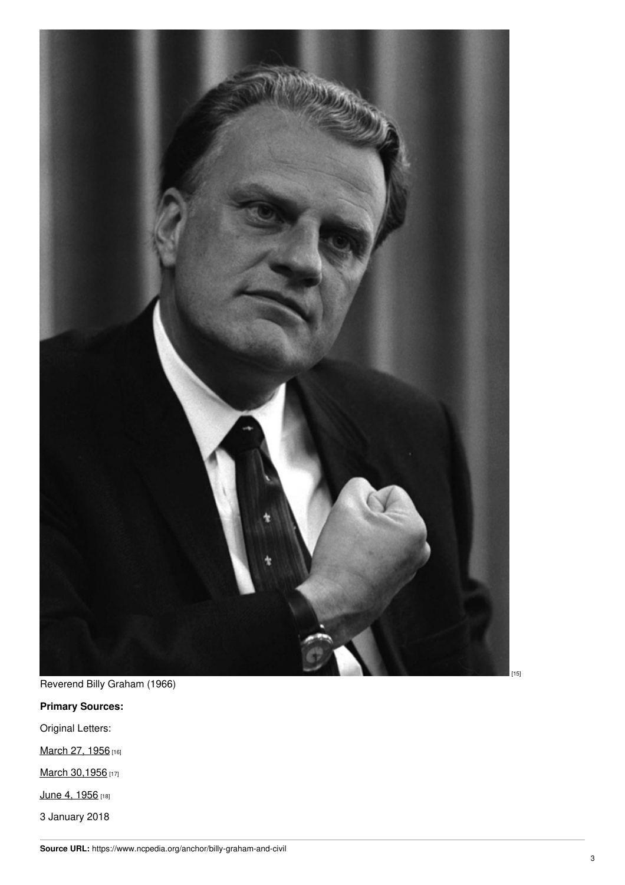[15]

Reverend Billy Graham (1966)

**Primary Sources:**

Original Letters:

March 27, 1956 [16]

March 30,1956 [17]

June 4, 1956 [18]

3 January 2018

**Source URL:** https://www.ncpedia.org/anchor/billy-graham-and-civil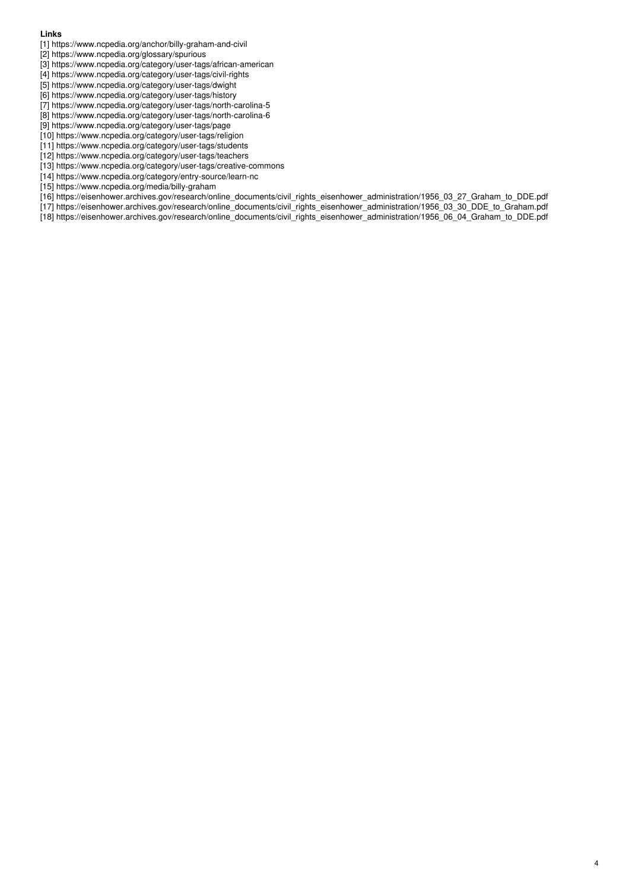**Links**

[1] https://www.ncpedia.org/anchor/billy-graham-and-civil
[2] https://www.ncpedia.org/glossary/spurious
[3] https://www.ncpedia.org/category/user-tags/african-american
[4] https://www.ncpedia.org/category/user-tags/civil-rights
[5] https://www.ncpedia.org/category/user-tags/dwight
[6] https://www.ncpedia.org/category/user-tags/history
[7] https://www.ncpedia.org/category/user-tags/north-carolina-5
[8] https://www.ncpedia.org/category/user-tags/north-carolina-6
[9] https://www.ncpedia.org/category/user-tags/page
[10] https://www.ncpedia.org/category/user-tags/religion
[11] https://www.ncpedia.org/category/user-tags/students
[12] https://www.ncpedia.org/category/user-tags/teachers
[13] https://www.ncpedia.org/category/user-tags/creative-commons
[14] https://www.ncpedia.org/category/entry-source/learn-nc
[15] https://www.ncpedia.org/media/billy-graham
[16] https://eisenhower.archives.gov/research/online_documents/civil_rights_eisenhower_administration/1956_03_27_Graham_to_DDE.pdf
[17] https://eisenhower.archives.gov/research/online_documents/civil_rights_eisenhower_administration/1956_03_30_DDE_to_Graham.pdf
[18] https://eisenhower.archives.gov/research/online_documents/civil_rights_eisenhower_administration/1956_06_04_Graham_to_DDE.pdf